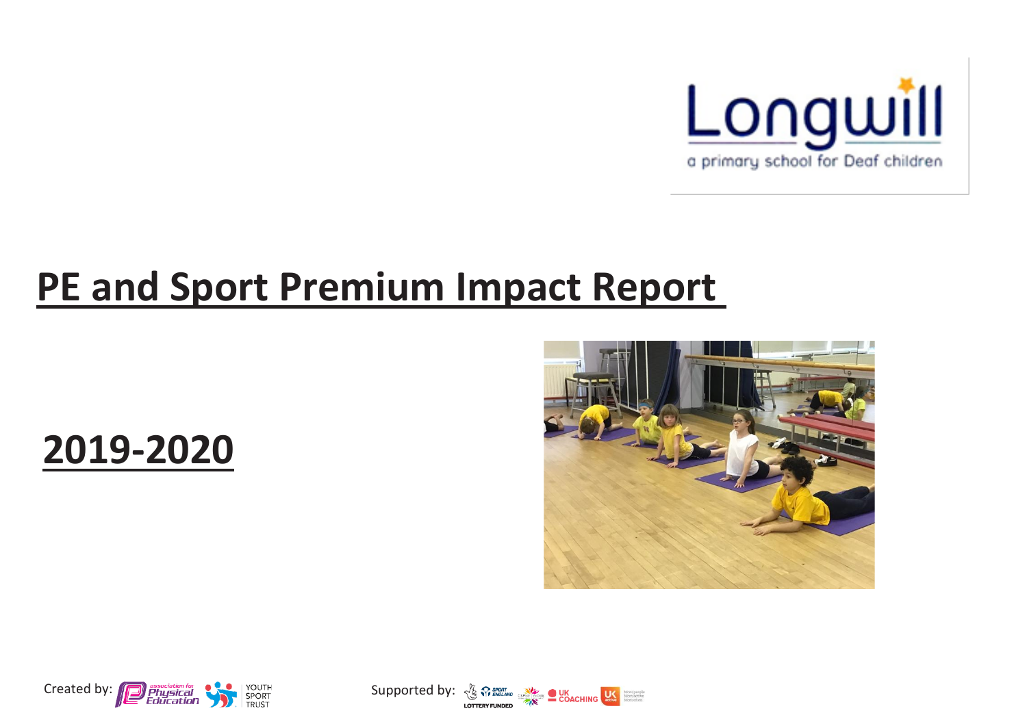Longwill

a primary school for Deaf children

# PE and Sport Premium Impact Report

## 2019-2020

Created by: association for Physical Education | YOUTH SPORT TRUST

Supported by: LOTTERY FUNDED | SPORT ENGLAND | CSPNETWORK | UK COACHING | UK active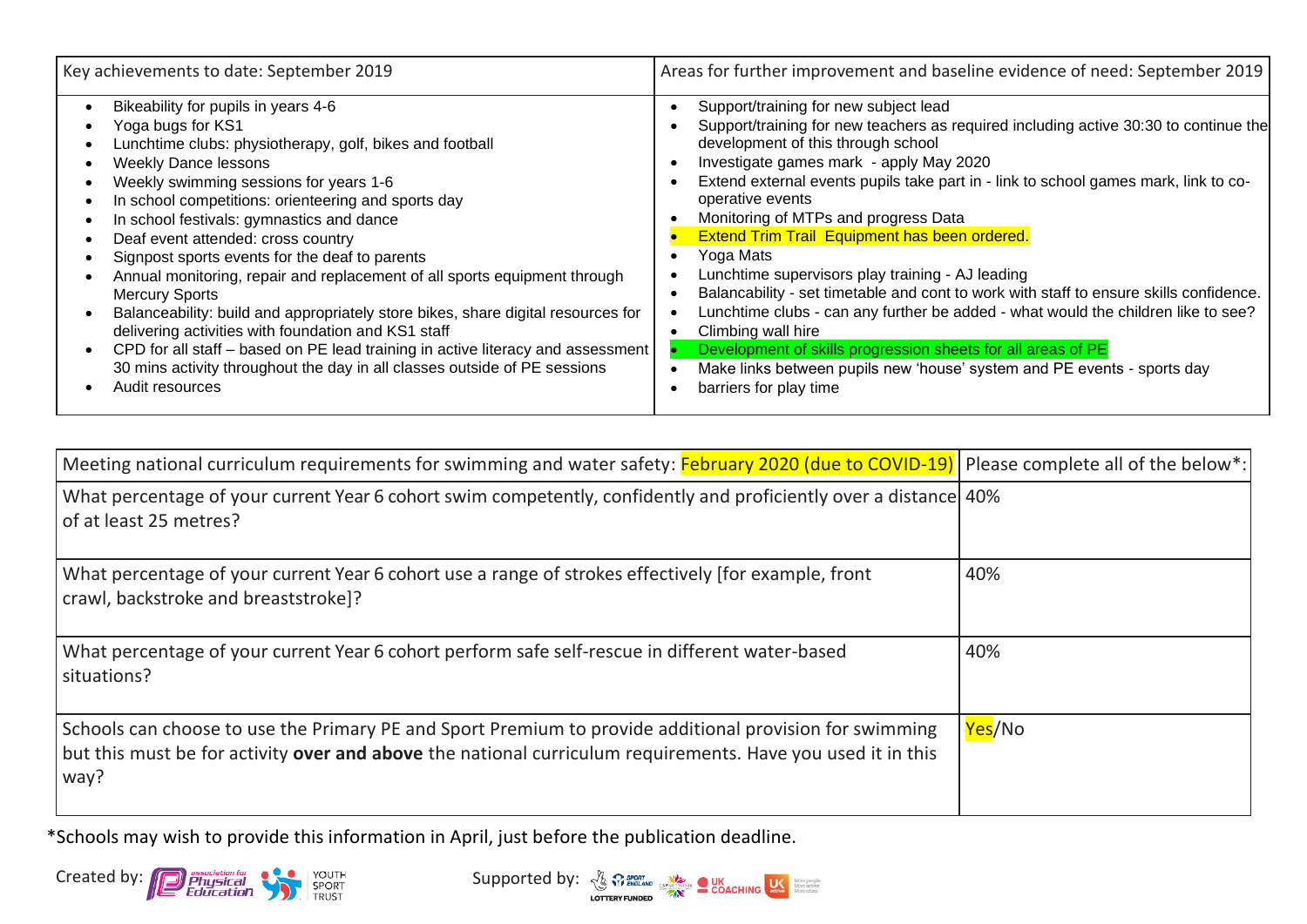| Key achievements to date: September 2019 | Areas for further improvement and baseline evidence of need: September 2019 |
|---|---|
| • Bikeability for pupils in years 4-6<br>• Yoga bugs for KS1<br>• Lunchtime clubs: physiotherapy, golf, bikes and football<br>• Weekly Dance lessons<br>• Weekly swimming sessions for years 1-6<br>• In school competitions: orienteering and sports day<br>• In school festivals: gymnastics and dance<br>• Deaf event attended: cross country<br>• Signpost sports events for the deaf to parents<br>• Annual monitoring, repair and replacement of all sports equipment through Mercury Sports<br>• Balanceability: build and appropriately store bikes, share digital resources for delivering activities with foundation and KS1 staff<br>• CPD for all staff – based on PE lead training in active literacy and assessment 30 mins activity throughout the day in all classes outside of PE sessions<br>• Audit resources | • Support/training for new subject lead<br>• Support/training for new teachers as required including active 30:30 to continue the development of this through school<br>• Investigate games mark - apply May 2020<br>• Extend external events pupils take part in - link to school games mark, link to co-operative events<br>• Monitoring of MTPs and progress Data<br>• Extend Trim Trail Equipment has been ordered.<br>• Yoga Mats<br>• Lunchtime supervisors play training - AJ leading<br>• Balancability - set timetable and cont to work with staff to ensure skills confidence.<br>• Lunchtime clubs - can any further be added - what would the children like to see?<br>• Climbing wall hire<br>• Development of skills progression sheets for all areas of PE<br>• Make links between pupils new 'house' system and PE events - sports day<br>• barriers for play time |

| Meeting national curriculum requirements for swimming and water safety: February 2020 (due to COVID-19) | Please complete all of the below*: |
|---|---|
| What percentage of your current Year 6 cohort swim competently, confidently and proficiently over a distance of at least 25 metres? | 40% |
| What percentage of your current Year 6 cohort use a range of strokes effectively [for example, front crawl, backstroke and breaststroke]? | 40% |
| What percentage of your current Year 6 cohort perform safe self-rescue in different water-based situations? | 40% |
| Schools can choose to use the Primary PE and Sport Premium to provide additional provision for swimming but this must be for activity **over and above** the national curriculum requirements. Have you used it in this way? | Yes/No |

*Schools may wish to provide this information in April, just before the publication deadline.

Created by: association for Physical Education, Youth Sport Trust

Supported by: Sport England, Lottery Funded, CSPN, UK Coaching, UK Active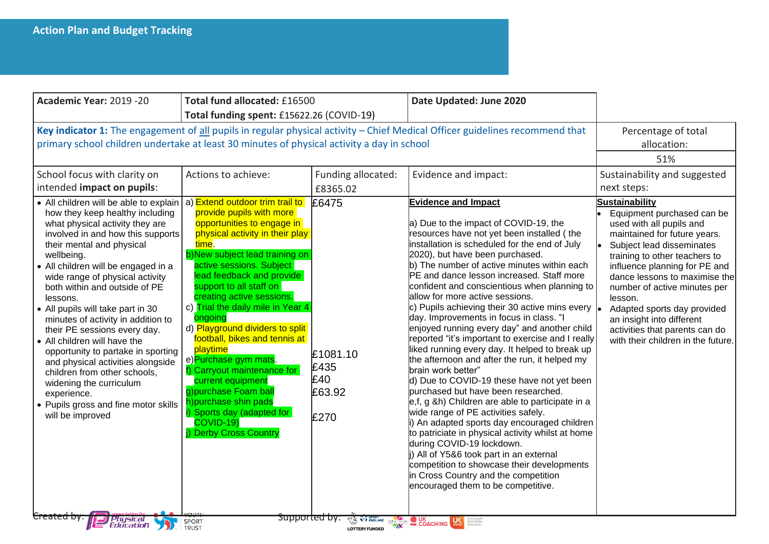## Action Plan and Budget Tracking

| Academic Year: 2019 -20 | Total fund allocated: £16500<br>Total funding spent: £15622.26 (COVID-19) | | Date Updated: June 2020 | |
|---|---|---|---|---|
| **Key indicator 1:** The engagement of all pupils in regular physical activity – Chief Medical Officer guidelines recommend that primary school children undertake at least 30 minutes of physical activity a day in school | | | | Percentage of total allocation:<br>51% |
| School focus with clarity on intended **impact on pupils**: | Actions to achieve: | Funding allocated:<br>£8365.02 | Evidence and impact: | Sustainability and suggested next steps: |
| • All children will be able to explain how they keep healthy including what physical activity they are involved in and how this supports their mental and physical wellbeing.<br>• All children will be engaged in a wide range of physical activity both within and outside of PE lessons.<br>• All pupils will take part in 30 minutes of activity in addition to their PE sessions every day.<br>• All children will have the opportunity to partake in sporting and physical activities alongside children from other schools, widening the curriculum experience.<br>• Pupils gross and fine motor skills will be improved | a) Extend outdoor trim trail to provide pupils with more opportunities to engage in physical activity in their play time.<br>b)New subject lead training on active sessions. Subject lead feedback and provide support to all staff on creating active sessions.<br>c) Trial the daily mile in Year 4 ongoing<br>d) Playground dividers to split football, bikes and tennis at playtime<br>e)Purchase gym mats.<br>f) Carryout maintenance for current equipment<br>g)purchase Foam ball<br>h)purchase shin pads<br>i) Sports day (adapted for COVID-19)<br>j) Derby Cross Country | £6475<br><br><br><br><br><br><br><br><br><br>£1081.10<br>£435<br>£40<br>£63.92<br><br>£270 | **Evidence and Impact**<br><br>a) Due to the impact of COVID-19, the resources have not yet been installed ( the installation is scheduled for the end of July 2020), but have been purchased.<br>b) The number of active minutes within each PE and dance lesson increased. Staff more confident and conscientious when planning to allow for more active sessions.<br>c) Pupils achieving their 30 active mins every day. Improvements in focus in class. "I enjoyed running every day" and another child reported "it's important to exercise and I really liked running every day. It helped to break up the afternoon and after the run, it helped my brain work better"<br>d) Due to COVID-19 these have not yet been purchased but have been researched.<br>e,f, g &h) Children are able to participate in a wide range of PE activities safely.<br>i) An adapted sports day encouraged children to patriciate in physical activity whilst at home during COVID-19 lockdown.<br>j) All of Y5&6 took part in an external competition to showcase their developments in Cross Country and the competition encouraged them to be competitive. | **Sustainability**<br>• Equipment purchased can be used with all pupils and maintained for future years.<br>• Subject lead disseminates training to other teachers to influence planning for PE and dance lessons to maximise the number of active minutes per lesson.<br>• Adapted sports day provided an insight into different activities that parents can do with their children in the future. |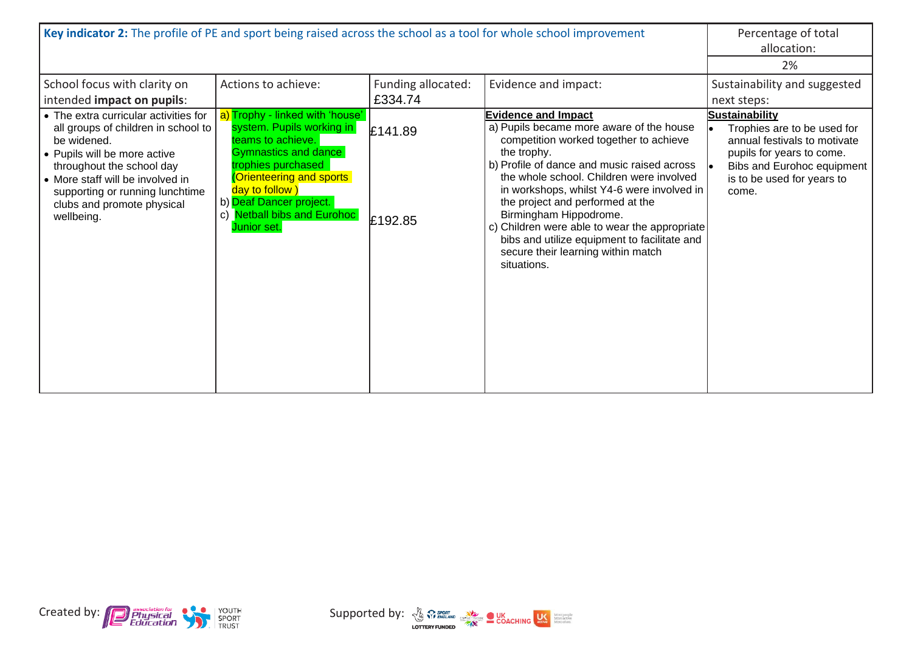| **Key indicator 2:** The profile of PE and sport being raised across the school as a tool for whole school improvement | | | | Percentage of total allocation: |
|---|---|---|---|---|
| | | | | 2% |
| School focus with clarity on intended **impact on pupils**: | Actions to achieve: | Funding allocated: £334.74 | Evidence and impact: | Sustainability and suggested next steps: |
| • The extra curricular activities for all groups of children in school to be widened.<br>• Pupils will be more active throughout the school day<br>• More staff will be involved in supporting or running lunchtime clubs and promote physical wellbeing. | a) Trophy - linked with 'house' system. Pupils working in teams to achieve. Gymnastics and dance trophies purchased (Orienteering and sports day to follow )<br>b) Deaf Dancer project.<br>c) Netball bibs and Eurohoc Junior set. | £141.89<br><br>£192.85 | **Evidence and Impact**<br>a) Pupils became more aware of the house competition worked together to achieve the trophy.<br>b) Profile of dance and music raised across the whole school. Children were involved in workshops, whilst Y4-6 were involved in the project and performed at the Birmingham Hippodrome.<br>c) Children were able to wear the appropriate bibs and utilize equipment to facilitate and secure their learning within match situations. | **Sustainability**<br>• Trophies are to be used for annual festivals to motivate pupils for years to come.<br>• Bibs and Eurohoc equipment is to be used for years to come. |

Created by: Association for Physical Education, Youth Sport Trust

Supported by: Sport England, Lottery Funded, CSPNetwork, UK Coaching, UK Active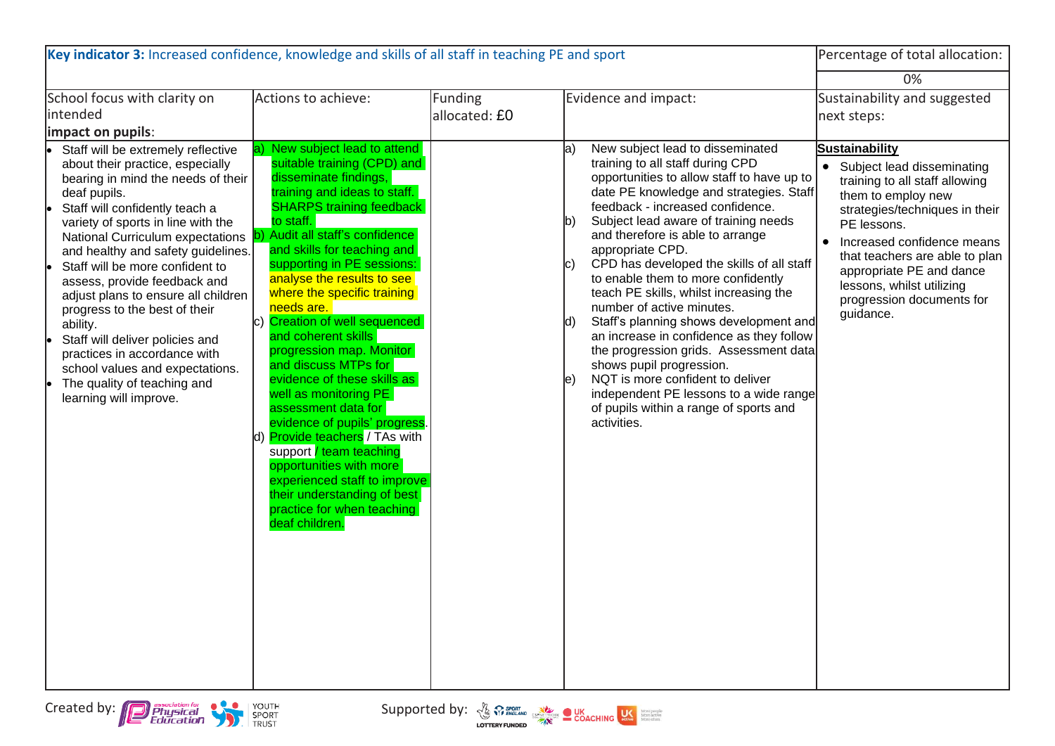| **Key indicator 3:** Increased confidence, knowledge and skills of all staff in teaching PE and sport | | | | Percentage of total allocation: |
|---|---|---|---|---|
| | | | | 0% |
| School focus with clarity on intended **impact on pupils**: | Actions to achieve: | Funding allocated: £0 | Evidence and impact: | Sustainability and suggested next steps: |
| • Staff will be extremely reflective about their practice, especially bearing in mind the needs of their deaf pupils.<br>• Staff will confidently teach a variety of sports in line with the National Curriculum expectations and healthy and safety guidelines.<br>• Staff will be more confident to assess, provide feedback and adjust plans to ensure all children progress to the best of their ability.<br>• Staff will deliver policies and practices in accordance with school values and expectations.<br>• The quality of teaching and learning will improve. | a) New subject lead to attend suitable training (CPD) and disseminate findings, training and ideas to staff. SHARPS training feedback to staff.<br>b) Audit all staff's confidence and skills for teaching and supporting in PE sessions: analyse the results to see where the specific training needs are.<br>c) Creation of well sequenced and coherent skills progression map. Monitor and discuss MTPs for evidence of these skills as well as monitoring PE assessment data for evidence of pupils' progress.<br>d) Provide teachers / TAs with support / team teaching opportunities with more experienced staff to improve their understanding of best practice for when teaching deaf children. | | a) New subject lead to disseminated training to all staff during CPD opportunities to allow staff to have up to date PE knowledge and strategies. Staff feedback - increased confidence.<br>b) Subject lead aware of training needs and therefore is able to arrange appropriate CPD.<br>c) CPD has developed the skills of all staff to enable them to more confidently teach PE skills, whilst increasing the number of active minutes.<br>d) Staff's planning shows development and an increase in confidence as they follow the progression grids. Assessment data shows pupil progression.<br>e) NQT is more confident to deliver independent PE lessons to a wide range of pupils within a range of sports and activities. | **Sustainability**<br>• Subject lead disseminating training to all staff allowing them to employ new strategies/techniques in their PE lessons.<br>• Increased confidence means that teachers are able to plan appropriate PE and dance lessons, whilst utilizing progression documents for guidance. |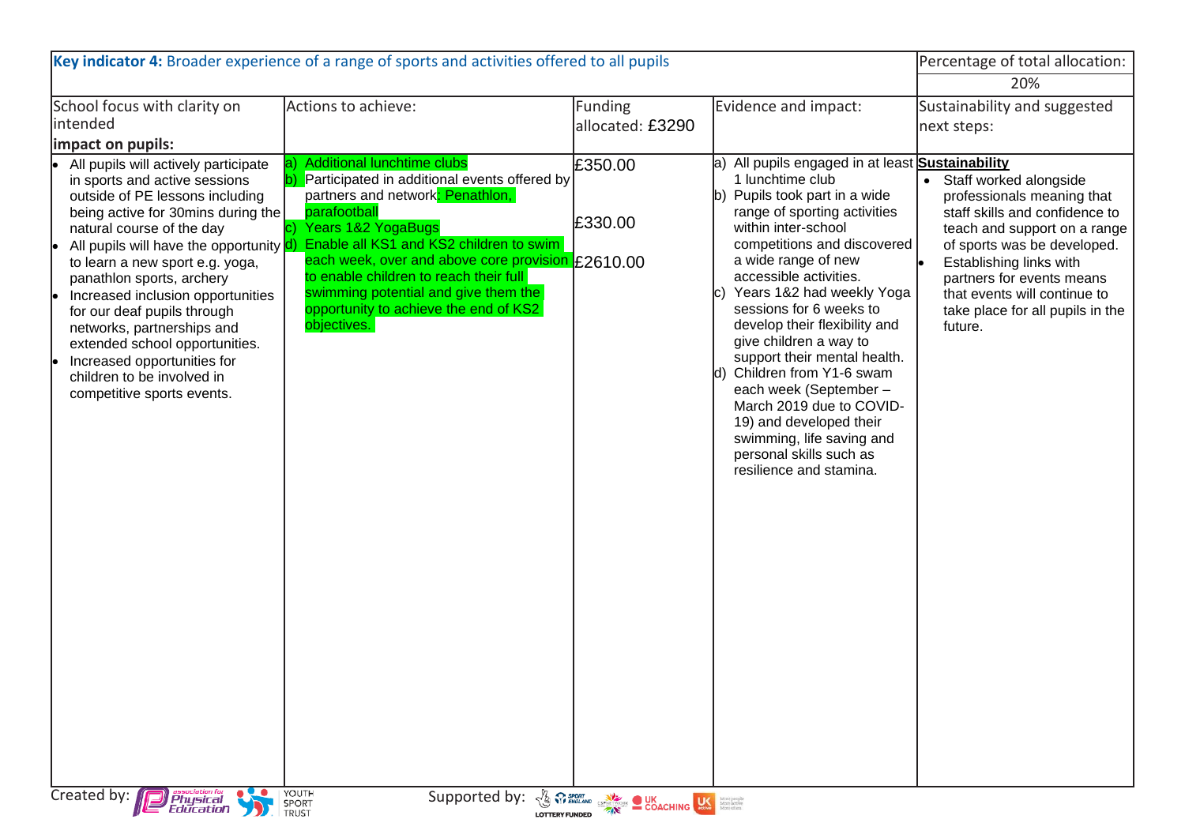| **Key indicator 4:** Broader experience of a range of sports and activities offered to all pupils | | | | Percentage of total allocation: |
|---|---|---|---|---|
| | | | | 20% |
| School focus with clarity on intended **impact on pupils:** | Actions to achieve: | Funding allocated: £3290 | Evidence and impact: | Sustainability and suggested next steps: |
| • All pupils will actively participate in sports and active sessions outside of PE lessons including being active for 30mins during the natural course of the day<br>• All pupils will have the opportunity to learn a new sport e.g. yoga, panathlon sports, archery<br>• Increased inclusion opportunities for our deaf pupils through networks, partnerships and extended school opportunities.<br>• Increased opportunities for children to be involved in competitive sports events. | a) Additional lunchtime clubs<br>b) Participated in additional events offered by partners and network: Penathlon, parafootball<br>c) Years 1&2 YogaBugs<br>d) Enable all KS1 and KS2 children to swim each week, over and above core provision to enable children to reach their full swimming potential and give them the opportunity to achieve the end of KS2 objectives. | £350.00<br><br>£330.00<br><br>£2610.00 | a) All pupils engaged in at least 1 lunchtime club<br>b) Pupils took part in a wide range of sporting activities within inter-school competitions and discovered a wide range of new accessible activities.<br>c) Years 1&2 had weekly Yoga sessions for 6 weeks to develop their flexibility and give children a way to support their mental health.<br>d) Children from Y1-6 swam each week (September – March 2019 due to COVID-19) and developed their swimming, life saving and personal skills such as resilience and stamina. | **Sustainability**<br>• Staff worked alongside professionals meaning that staff skills and confidence to teach and support on a range of sports was be developed.<br>• Establishing links with partners for events means that events will continue to take place for all pupils in the future. |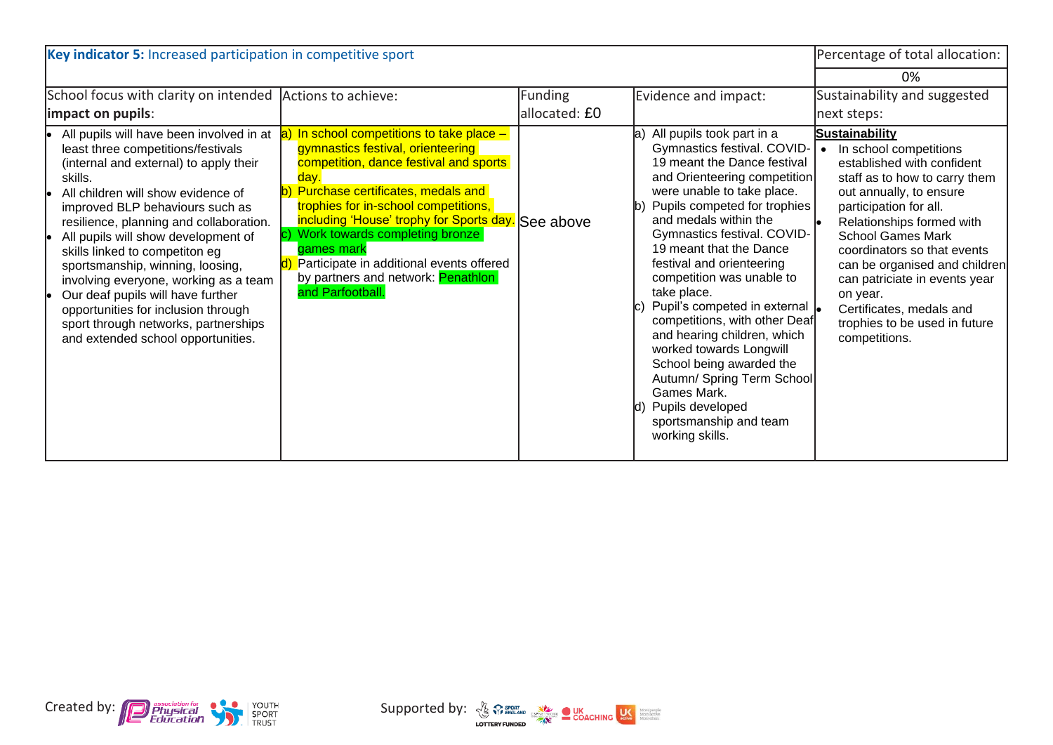| **Key indicator 5:** Increased participation in competitive sport | | | | Percentage of total allocation: |
|---|---|---|---|---|
| | | | | 0% |
| School focus with clarity on intended **impact on pupils**: | Actions to achieve: | Funding allocated: £0 | Evidence and impact: | Sustainability and suggested next steps: |
| • All pupils will have been involved in at least three competitions/festivals (internal and external) to apply their skills.<br>• All children will show evidence of improved BLP behaviours such as resilience, planning and collaboration.<br>• All pupils will show development of skills linked to competiton eg sportsmanship, winning, loosing, involving everyone, working as a team<br>• Our deaf pupils will have further opportunities for inclusion through sport through networks, partnerships and extended school opportunities. | a) In school competitions to take place – gymnastics festival, orienteering competition, dance festival and sports day.<br>b) Purchase certificates, medals and trophies for in-school competitions, including 'House' trophy for Sports day.<br>c) Work towards completing bronze games mark<br>d) Participate in additional events offered by partners and network: Penathlon and Parfootball. | See above | a) All pupils took part in a Gymnastics festival. COVID-19 meant the Dance festival and Orienteering competition were unable to take place.<br>b) Pupils competed for trophies and medals within the Gymnastics festival. COVID-19 meant that the Dance festival and orienteering competition was unable to take place.<br>c) Pupil's competed in external competitions, with other Deaf and hearing children, which worked towards Longwill School being awarded the Autumn/ Spring Term School Games Mark.<br>d) Pupils developed sportsmanship and team working skills. | **Sustainability**<br>• In school competitions established with confident staff as to how to carry them out annually, to ensure participation for all.<br>• Relationships formed with School Games Mark coordinators so that events can be organised and children can patriciate in events year on year.<br>• Certificates, medals and trophies to be used in future competitions. |